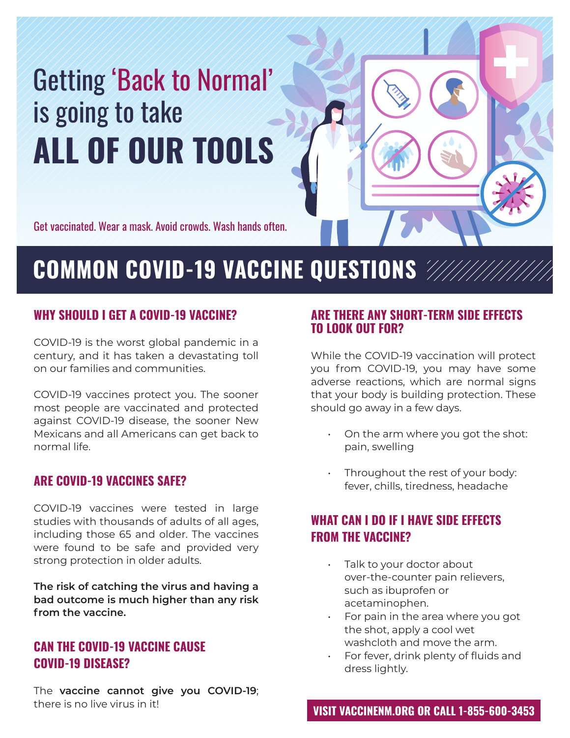# Getting 'Back to Normal' is going to take ALL OF OUR TOOLS

Get vaccinated. Wear a mask. Avoid crowds. Wash hands often.

## COMMON COVID-19 VACCINE QUESTIONS

### WHY SHOULD I GET A COVID-19 VACCINE?

COVID-19 is the worst global pandemic in a century, and it has taken a devastating toll on our families and communities.

COVID-19 vaccines protect you. The sooner most people are vaccinated and protected against COVID-19 disease, the sooner New Mexicans and all Americans can get back to normal life.

### ARE COVID-19 VACCINES SAFE?

COVID-19 vaccines were tested in large studies with thousands of adults of all ages, including those 65 and older. The vaccines were found to be safe and provided very strong protection in older adults.

**The risk of catching the virus and having a bad outcome is much higher than any risk from the vaccine.**

### CAN THE COVID-19 VACCINE CAUSE COVID-19 DISEASE?

The **vaccine cannot give you COVID-19**; there is no live virus in it!

### ARE THERE ANY SHORT-TERM SIDE EFFECTS TO LOOK OUT FOR?

While the COVID-19 vaccination will protect you from COVID-19, you may have some adverse reactions, which are normal signs that your body is building protection. These should go away in a few days.

- On the arm where you got the shot: pain, swelling
- Throughout the rest of your body: fever, chills, tiredness, headache

### WHAT CAN I DO IF I HAVE SIDE EFFECTS FROM THE VACCINE?

- Talk to your doctor about over-the-counter pain relievers, such as ibuprofen or acetaminophen.
- For pain in the area where you got the shot, apply a cool wet washcloth and move the arm.
- For fever, drink plenty of fluids and dress lightly.

**VISIT VACCINENM.ORG OR CALL 1-855-600-3453**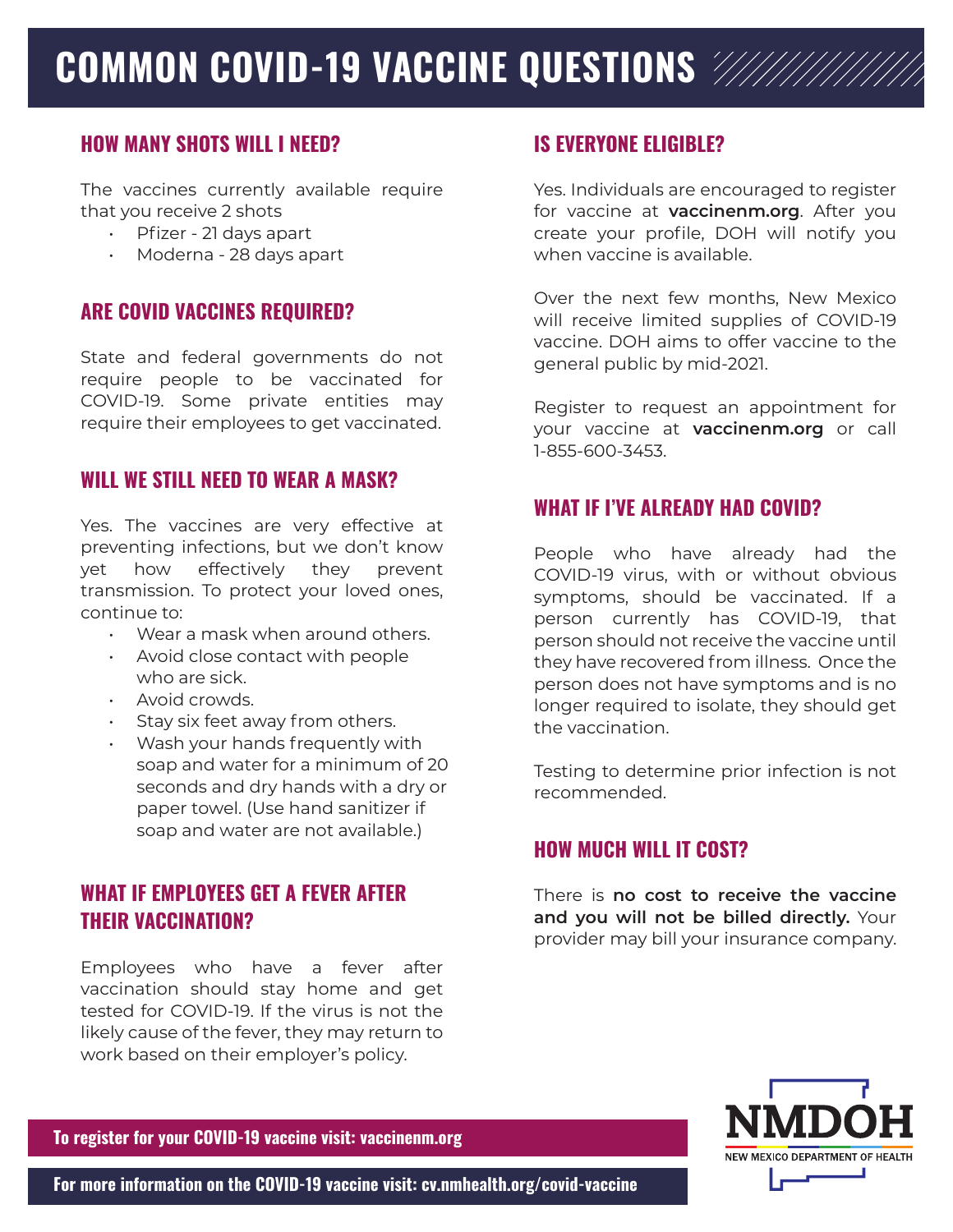# COMMON COVID-19 VACCINE QUESTIONS

## HOW MANY SHOTS WILL I NEED?

The vaccines currently available require that you receive 2 shots

- Pfizer - 21 days apart
- Moderna - 28 days apart

## ARE COVID VACCINES REQUIRED?

State and federal governments do not require people to be vaccinated for COVID-19. Some private entities may require their employees to get vaccinated.

## WILL WE STILL NEED TO WEAR A MASK?

Yes. The vaccines are very effective at preventing infections, but we don't know yet how effectively they prevent transmission. To protect your loved ones, continue to:

- Wear a mask when around others.
- Avoid close contact with people who are sick.
- Avoid crowds.
- Stay six feet away from others.
- Wash your hands frequently with soap and water for a minimum of 20 seconds and dry hands with a dry or paper towel. (Use hand sanitizer if soap and water are not available.)

## WHAT IF EMPLOYEES GET A FEVER AFTER THEIR VACCINATION?

Employees who have a fever after vaccination should stay home and get tested for COVID-19. If the virus is not the likely cause of the fever, they may return to work based on their employer's policy.

## IS EVERYONE ELIGIBLE?

Yes. Individuals are encouraged to register for vaccine at **vaccinenm.org**. After you create your profile, DOH will notify you when vaccine is available.

Over the next few months, New Mexico will receive limited supplies of COVID-19 vaccine. DOH aims to offer vaccine to the general public by mid-2021.

Register to request an appointment for your vaccine at **vaccinenm.org** or call 1-855-600-3453.

## WHAT IF I'VE ALREADY HAD COVID?

People who have already had the COVID-19 virus, with or without obvious symptoms, should be vaccinated. If a person currently has COVID-19, that person should not receive the vaccine until they have recovered from illness. Once the person does not have symptoms and is no longer required to isolate, they should get the vaccination.

Testing to determine prior infection is not recommended.

## HOW MUCH WILL IT COST?

There is **no cost to receive the vaccine and you will not be billed directly.** Your provider may bill your insurance company.

**To register for your COVID-19 vaccine visit: vaccinenm.org**

**For more information on the COVID-19 vaccine visit: cv.nmhealth.org/covid-vaccine**

NMDOH
NEW MEXICO DEPARTMENT OF HEALTH